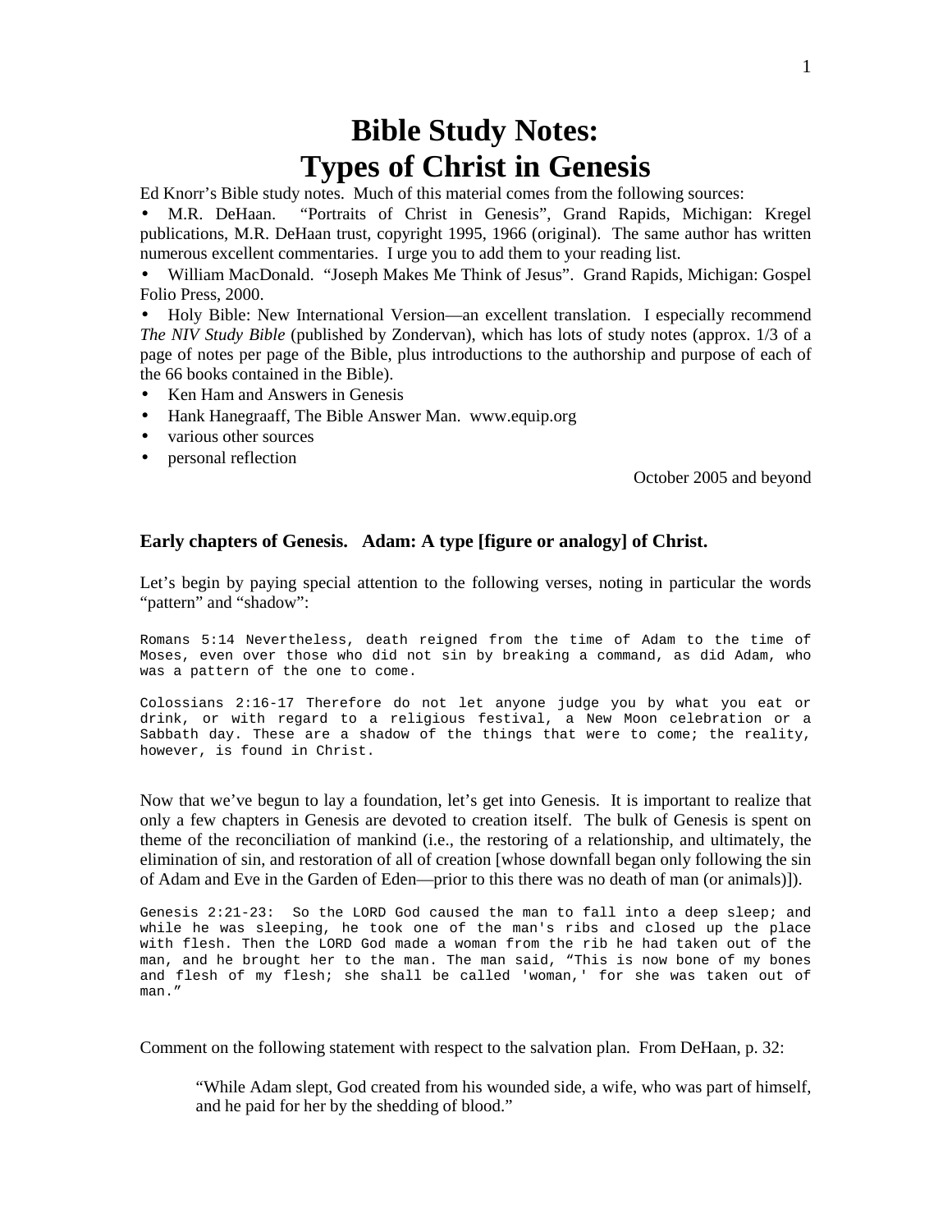# Bible Study Notes:
# Types of Christ in Genesis

Ed Knorr's Bible study notes. Much of this material comes from the following sources:

- M.R. DeHaan. "Portraits of Christ in Genesis", Grand Rapids, Michigan: Kregel publications, M.R. DeHaan trust, copyright 1995, 1966 (original). The same author has written numerous excellent commentaries. I urge you to add them to your reading list.
- William MacDonald. "Joseph Makes Me Think of Jesus". Grand Rapids, Michigan: Gospel Folio Press, 2000.
- Holy Bible: New International Version—an excellent translation. I especially recommend *The NIV Study Bible* (published by Zondervan), which has lots of study notes (approx. 1/3 of a page of notes per page of the Bible, plus introductions to the authorship and purpose of each of the 66 books contained in the Bible).
- Ken Ham and Answers in Genesis
- Hank Hanegraaff, The Bible Answer Man. www.equip.org
- various other sources
- personal reflection

October 2005 and beyond

### Early chapters of Genesis. Adam: A type [figure or analogy] of Christ.

Let's begin by paying special attention to the following verses, noting in particular the words "pattern" and "shadow":

```
Romans 5:14 Nevertheless, death reigned from the time of Adam to the time of
Moses, even over those who did not sin by breaking a command, as did Adam, who
was a pattern of the one to come.

Colossians 2:16-17 Therefore do not let anyone judge you by what you eat or
drink, or with regard to a religious festival, a New Moon celebration or a
Sabbath day. These are a shadow of the things that were to come; the reality,
however, is found in Christ.
```

Now that we've begun to lay a foundation, let's get into Genesis. It is important to realize that only a few chapters in Genesis are devoted to creation itself. The bulk of Genesis is spent on theme of the reconciliation of mankind (i.e., the restoring of a relationship, and ultimately, the elimination of sin, and restoration of all of creation [whose downfall began only following the sin of Adam and Eve in the Garden of Eden—prior to this there was no death of man (or animals)]).

```
Genesis 2:21-23: So the LORD God caused the man to fall into a deep sleep; and
while he was sleeping, he took one of the man's ribs and closed up the place
with flesh. Then the LORD God made a woman from the rib he had taken out of the
man, and he brought her to the man. The man said, "This is now bone of my bones
and flesh of my flesh; she shall be called 'woman,' for she was taken out of
man."
```

Comment on the following statement with respect to the salvation plan. From DeHaan, p. 32:

> "While Adam slept, God created from his wounded side, a wife, who was part of himself, and he paid for her by the shedding of blood."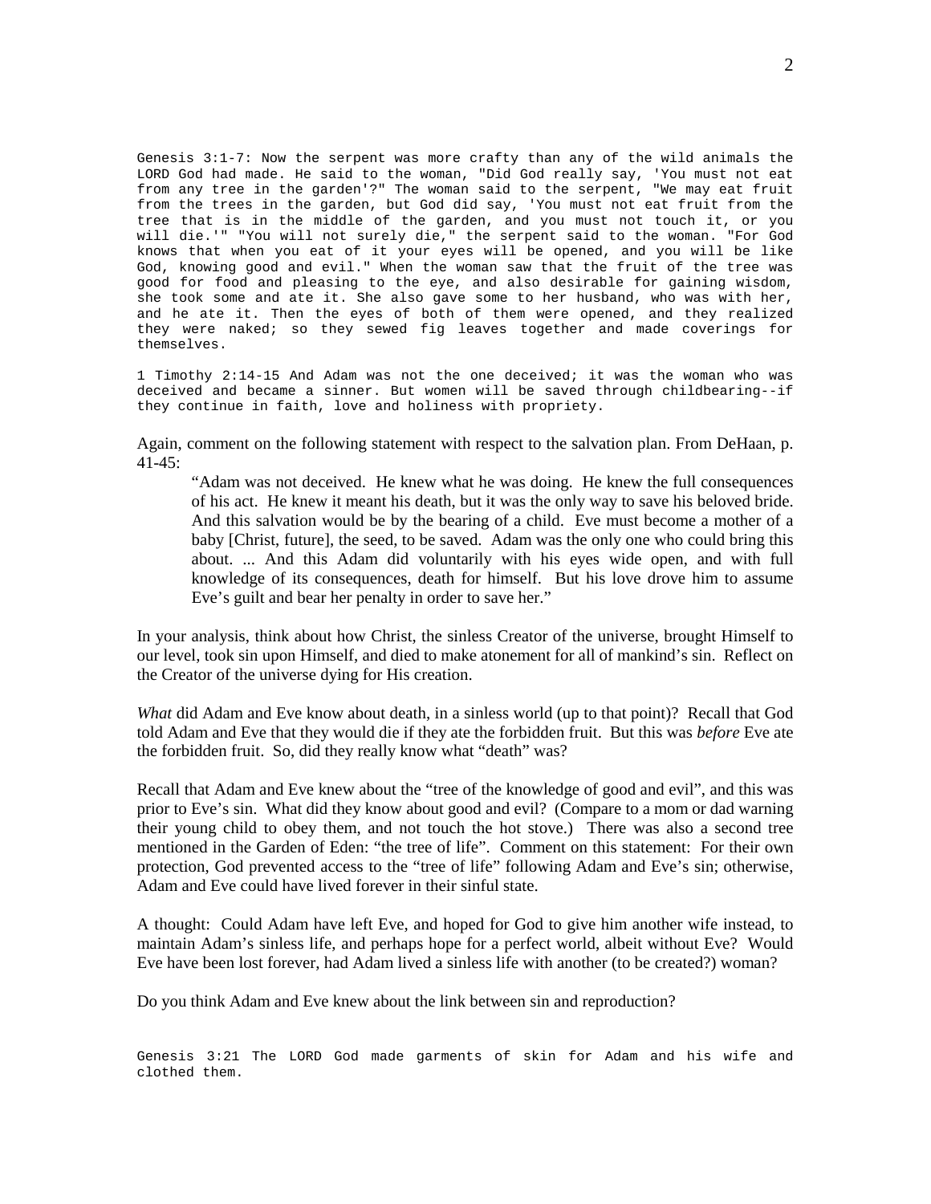Genesis 3:1-7: Now the serpent was more crafty than any of the wild animals the LORD God had made. He said to the woman, "Did God really say, 'You must not eat from any tree in the garden'?" The woman said to the serpent, "We may eat fruit from the trees in the garden, but God did say, 'You must not eat fruit from the tree that is in the middle of the garden, and you must not touch it, or you will die.'" "You will not surely die," the serpent said to the woman. "For God knows that when you eat of it your eyes will be opened, and you will be like God, knowing good and evil." When the woman saw that the fruit of the tree was good for food and pleasing to the eye, and also desirable for gaining wisdom, she took some and ate it. She also gave some to her husband, who was with her, and he ate it. Then the eyes of both of them were opened, and they realized they were naked; so they sewed fig leaves together and made coverings for themselves.

1 Timothy 2:14-15 And Adam was not the one deceived; it was the woman who was deceived and became a sinner. But women will be saved through childbearing--if they continue in faith, love and holiness with propriety.

Again, comment on the following statement with respect to the salvation plan. From DeHaan, p. 41-45:

> "Adam was not deceived. He knew what he was doing. He knew the full consequences of his act. He knew it meant his death, but it was the only way to save his beloved bride. And this salvation would be by the bearing of a child. Eve must become a mother of a baby [Christ, future], the seed, to be saved. Adam was the only one who could bring this about. ... And this Adam did voluntarily with his eyes wide open, and with full knowledge of its consequences, death for himself. But his love drove him to assume Eve's guilt and bear her penalty in order to save her."

In your analysis, think about how Christ, the sinless Creator of the universe, brought Himself to our level, took sin upon Himself, and died to make atonement for all of mankind's sin. Reflect on the Creator of the universe dying for His creation.

*What* did Adam and Eve know about death, in a sinless world (up to that point)? Recall that God told Adam and Eve that they would die if they ate the forbidden fruit. But this was *before* Eve ate the forbidden fruit. So, did they really know what "death" was?

Recall that Adam and Eve knew about the "tree of the knowledge of good and evil", and this was prior to Eve's sin. What did they know about good and evil? (Compare to a mom or dad warning their young child to obey them, and not touch the hot stove.) There was also a second tree mentioned in the Garden of Eden: "the tree of life". Comment on this statement: For their own protection, God prevented access to the "tree of life" following Adam and Eve's sin; otherwise, Adam and Eve could have lived forever in their sinful state.

A thought: Could Adam have left Eve, and hoped for God to give him another wife instead, to maintain Adam's sinless life, and perhaps hope for a perfect world, albeit without Eve? Would Eve have been lost forever, had Adam lived a sinless life with another (to be created?) woman?

Do you think Adam and Eve knew about the link between sin and reproduction?

Genesis 3:21 The LORD God made garments of skin for Adam and his wife and clothed them.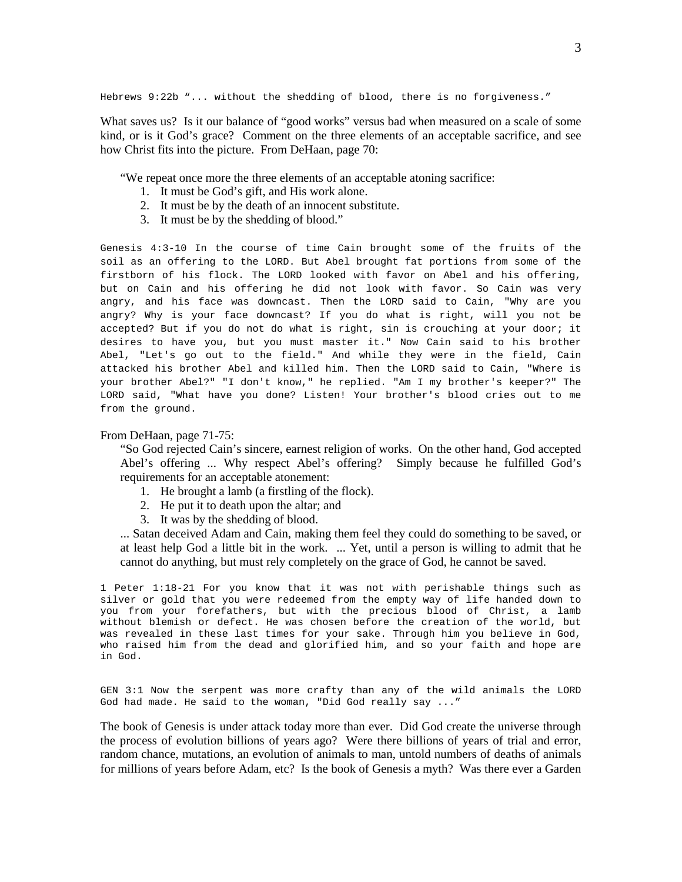Hebrews 9:22b "... without the shedding of blood, there is no forgiveness."

What saves us? Is it our balance of "good works" versus bad when measured on a scale of some kind, or is it God's grace? Comment on the three elements of an acceptable sacrifice, and see how Christ fits into the picture. From DeHaan, page 70:

> "We repeat once more the three elements of an acceptable atoning sacrifice:
> 1. It must be God's gift, and His work alone.
> 2. It must be by the death of an innocent substitute.
> 3. It must be by the shedding of blood."

Genesis 4:3-10 In the course of time Cain brought some of the fruits of the soil as an offering to the LORD. But Abel brought fat portions from some of the firstborn of his flock. The LORD looked with favor on Abel and his offering, but on Cain and his offering he did not look with favor. So Cain was very angry, and his face was downcast. Then the LORD said to Cain, "Why are you angry? Why is your face downcast? If you do what is right, will you not be accepted? But if you do not do what is right, sin is crouching at your door; it desires to have you, but you must master it." Now Cain said to his brother Abel, "Let's go out to the field." And while they were in the field, Cain attacked his brother Abel and killed him. Then the LORD said to Cain, "Where is your brother Abel?" "I don't know," he replied. "Am I my brother's keeper?" The LORD said, "What have you done? Listen! Your brother's blood cries out to me from the ground.

From DeHaan, page 71-75:

> "So God rejected Cain's sincere, earnest religion of works. On the other hand, God accepted Abel's offering ... Why respect Abel's offering? Simply because he fulfilled God's requirements for an acceptable atonement:
> 1. He brought a lamb (a firstling of the flock).
> 2. He put it to death upon the altar; and
> 3. It was by the shedding of blood.
>
> ... Satan deceived Adam and Cain, making them feel they could do something to be saved, or at least help God a little bit in the work. ... Yet, until a person is willing to admit that he cannot do anything, but must rely completely on the grace of God, he cannot be saved.

1 Peter 1:18-21 For you know that it was not with perishable things such as silver or gold that you were redeemed from the empty way of life handed down to you from your forefathers, but with the precious blood of Christ, a lamb without blemish or defect. He was chosen before the creation of the world, but was revealed in these last times for your sake. Through him you believe in God, who raised him from the dead and glorified him, and so your faith and hope are in God.

GEN 3:1 Now the serpent was more crafty than any of the wild animals the LORD God had made. He said to the woman, "Did God really say ..."

The book of Genesis is under attack today more than ever. Did God create the universe through the process of evolution billions of years ago? Were there billions of years of trial and error, random chance, mutations, an evolution of animals to man, untold numbers of deaths of animals for millions of years before Adam, etc? Is the book of Genesis a myth? Was there ever a Garden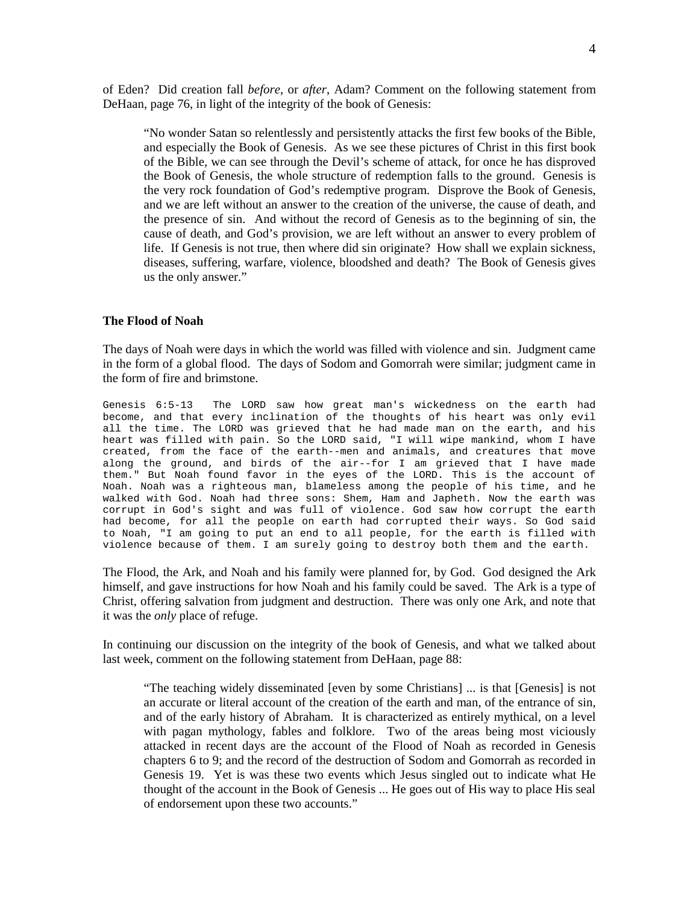of Eden? Did creation fall *before*, or *after*, Adam? Comment on the following statement from DeHaan, page 76, in light of the integrity of the book of Genesis:

> "No wonder Satan so relentlessly and persistently attacks the first few books of the Bible, and especially the Book of Genesis. As we see these pictures of Christ in this first book of the Bible, we can see through the Devil's scheme of attack, for once he has disproved the Book of Genesis, the whole structure of redemption falls to the ground. Genesis is the very rock foundation of God's redemptive program. Disprove the Book of Genesis, and we are left without an answer to the creation of the universe, the cause of death, and the presence of sin. And without the record of Genesis as to the beginning of sin, the cause of death, and God's provision, we are left without an answer to every problem of life. If Genesis is not true, then where did sin originate? How shall we explain sickness, diseases, suffering, warfare, violence, bloodshed and death? The Book of Genesis gives us the only answer."

**The Flood of Noah**

The days of Noah were days in which the world was filled with violence and sin. Judgment came in the form of a global flood. The days of Sodom and Gomorrah were similar; judgment came in the form of fire and brimstone.

```
Genesis 6:5-13  The LORD saw how great man's wickedness on the earth had become, and that every inclination of the thoughts of his heart was only evil all the time. The LORD was grieved that he had made man on the earth, and his heart was filled with pain. So the LORD said, "I will wipe mankind, whom I have created, from the face of the earth--men and animals, and creatures that move along the ground, and birds of the air--for I am grieved that I have made them." But Noah found favor in the eyes of the LORD. This is the account of Noah. Noah was a righteous man, blameless among the people of his time, and he walked with God. Noah had three sons: Shem, Ham and Japheth. Now the earth was corrupt in God's sight and was full of violence. God saw how corrupt the earth had become, for all the people on earth had corrupted their ways. So God said to Noah, "I am going to put an end to all people, for the earth is filled with violence because of them. I am surely going to destroy both them and the earth.
```

The Flood, the Ark, and Noah and his family were planned for, by God. God designed the Ark himself, and gave instructions for how Noah and his family could be saved. The Ark is a type of Christ, offering salvation from judgment and destruction. There was only one Ark, and note that it was the *only* place of refuge.

In continuing our discussion on the integrity of the book of Genesis, and what we talked about last week, comment on the following statement from DeHaan, page 88:

> "The teaching widely disseminated [even by some Christians] ... is that [Genesis] is not an accurate or literal account of the creation of the earth and man, of the entrance of sin, and of the early history of Abraham. It is characterized as entirely mythical, on a level with pagan mythology, fables and folklore. Two of the areas being most viciously attacked in recent days are the account of the Flood of Noah as recorded in Genesis chapters 6 to 9; and the record of the destruction of Sodom and Gomorrah as recorded in Genesis 19. Yet is was these two events which Jesus singled out to indicate what He thought of the account in the Book of Genesis ... He goes out of His way to place His seal of endorsement upon these two accounts."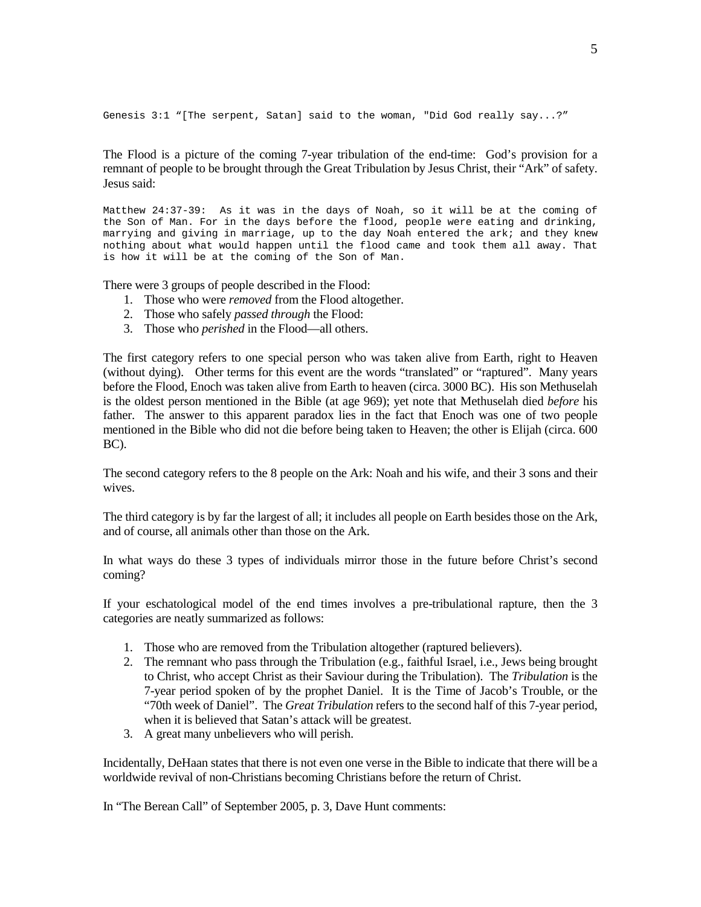```
Genesis 3:1 "[The serpent, Satan] said to the woman, "Did God really say...?"
```

The Flood is a picture of the coming 7-year tribulation of the end-time: God's provision for a remnant of people to be brought through the Great Tribulation by Jesus Christ, their "Ark" of safety. Jesus said:

```
Matthew 24:37-39:  As it was in the days of Noah, so it will be at the coming of
the Son of Man. For in the days before the flood, people were eating and drinking,
marrying and giving in marriage, up to the day Noah entered the ark; and they knew
nothing about what would happen until the flood came and took them all away. That
is how it will be at the coming of the Son of Man.
```

There were 3 groups of people described in the Flood:

1. Those who were *removed* from the Flood altogether.
2. Those who safely *passed through* the Flood:
3. Those who *perished* in the Flood—all others.

The first category refers to one special person who was taken alive from Earth, right to Heaven (without dying). Other terms for this event are the words "translated" or "raptured". Many years before the Flood, Enoch was taken alive from Earth to heaven (circa. 3000 BC). His son Methuselah is the oldest person mentioned in the Bible (at age 969); yet note that Methuselah died *before* his father. The answer to this apparent paradox lies in the fact that Enoch was one of two people mentioned in the Bible who did not die before being taken to Heaven; the other is Elijah (circa. 600 BC).

The second category refers to the 8 people on the Ark: Noah and his wife, and their 3 sons and their wives.

The third category is by far the largest of all; it includes all people on Earth besides those on the Ark, and of course, all animals other than those on the Ark.

In what ways do these 3 types of individuals mirror those in the future before Christ's second coming?

If your eschatological model of the end times involves a pre-tribulational rapture, then the 3 categories are neatly summarized as follows:

1. Those who are removed from the Tribulation altogether (raptured believers).
2. The remnant who pass through the Tribulation (e.g., faithful Israel, i.e., Jews being brought to Christ, who accept Christ as their Saviour during the Tribulation). The *Tribulation* is the 7-year period spoken of by the prophet Daniel. It is the Time of Jacob's Trouble, or the "70th week of Daniel". The *Great Tribulation* refers to the second half of this 7-year period, when it is believed that Satan's attack will be greatest.
3. A great many unbelievers who will perish.

Incidentally, DeHaan states that there is not even one verse in the Bible to indicate that there will be a worldwide revival of non-Christians becoming Christians before the return of Christ.

In "The Berean Call" of September 2005, p. 3, Dave Hunt comments: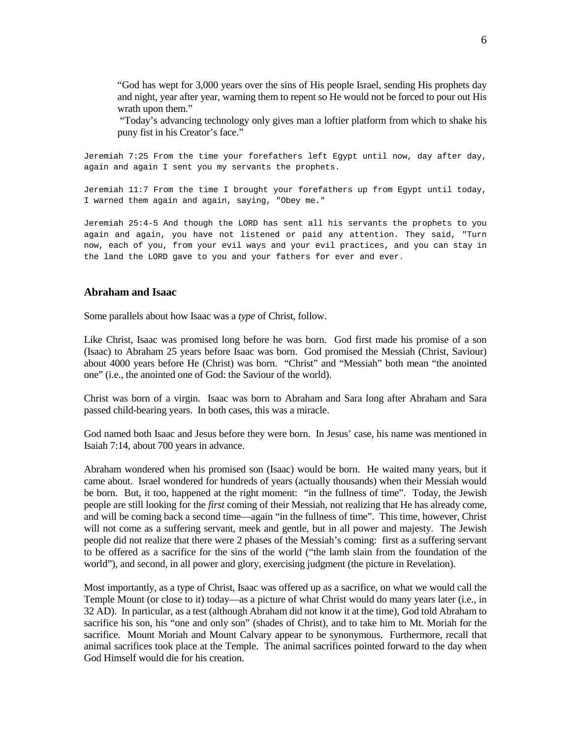> "God has wept for 3,000 years over the sins of His people Israel, sending His prophets day and night, year after year, warning them to repent so He would not be forced to pour out His wrath upon them."
>
> "Today's advancing technology only gives man a loftier platform from which to shake his puny fist in his Creator's face."

```
Jeremiah 7:25 From the time your forefathers left Egypt until now, day after day,
again and again I sent you my servants the prophets.

Jeremiah 11:7 From the time I brought your forefathers up from Egypt until today,
I warned them again and again, saying, "Obey me."

Jeremiah 25:4-5 And though the LORD has sent all his servants the prophets to you
again and again, you have not listened or paid any attention. They said, "Turn
now, each of you, from your evil ways and your evil practices, and you can stay in
the land the LORD gave to you and your fathers for ever and ever.
```

### Abraham and Isaac

Some parallels about how Isaac was a *type* of Christ, follow.

Like Christ, Isaac was promised long before he was born. God first made his promise of a son (Isaac) to Abraham 25 years before Isaac was born. God promised the Messiah (Christ, Saviour) about 4000 years before He (Christ) was born. "Christ" and "Messiah" both mean "the anointed one" (i.e., the anointed one of God: the Saviour of the world).

Christ was born of a virgin. Isaac was born to Abraham and Sara long after Abraham and Sara passed child-bearing years. In both cases, this was a miracle.

God named both Isaac and Jesus before they were born. In Jesus' case, his name was mentioned in Isaiah 7:14, about 700 years in advance.

Abraham wondered when his promised son (Isaac) would be born. He waited many years, but it came about. Israel wondered for hundreds of years (actually thousands) when their Messiah would be born. But, it too, happened at the right moment: "in the fullness of time". Today, the Jewish people are still looking for the *first* coming of their Messiah, not realizing that He has already come, and will be coming back a second time—again "in the fullness of time". This time, however, Christ will not come as a suffering servant, meek and gentle, but in all power and majesty. The Jewish people did not realize that there were 2 phases of the Messiah's coming: first as a suffering servant to be offered as a sacrifice for the sins of the world ("the lamb slain from the foundation of the world"), and second, in all power and glory, exercising judgment (the picture in Revelation).

Most importantly, as a type of Christ, Isaac was offered up as a sacrifice, on what we would call the Temple Mount (or close to it) today—as a picture of what Christ would do many years later (i.e., in 32 AD). In particular, as a test (although Abraham did not know it at the time), God told Abraham to sacrifice his son, his "one and only son" (shades of Christ), and to take him to Mt. Moriah for the sacrifice. Mount Moriah and Mount Calvary appear to be synonymous. Furthermore, recall that animal sacrifices took place at the Temple. The animal sacrifices pointed forward to the day when God Himself would die for his creation.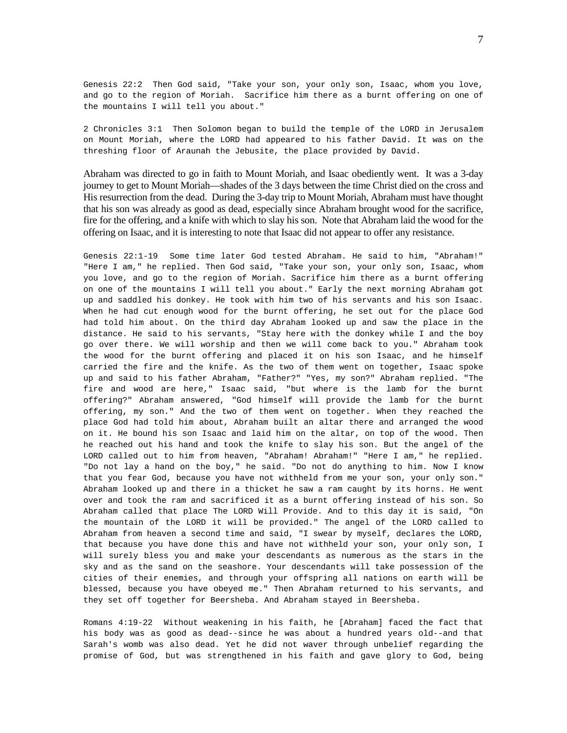Genesis 22:2 Then God said, "Take your son, your only son, Isaac, whom you love, and go to the region of Moriah. Sacrifice him there as a burnt offering on one of the mountains I will tell you about."

2 Chronicles 3:1 Then Solomon began to build the temple of the LORD in Jerusalem on Mount Moriah, where the LORD had appeared to his father David. It was on the threshing floor of Araunah the Jebusite, the place provided by David.

Abraham was directed to go in faith to Mount Moriah, and Isaac obediently went. It was a 3-day journey to get to Mount Moriah—shades of the 3 days between the time Christ died on the cross and His resurrection from the dead. During the 3-day trip to Mount Moriah, Abraham must have thought that his son was already as good as dead, especially since Abraham brought wood for the sacrifice, fire for the offering, and a knife with which to slay his son. Note that Abraham laid the wood for the offering on Isaac, and it is interesting to note that Isaac did not appear to offer any resistance.

Genesis 22:1-19 Some time later God tested Abraham. He said to him, "Abraham!" "Here I am," he replied. Then God said, "Take your son, your only son, Isaac, whom you love, and go to the region of Moriah. Sacrifice him there as a burnt offering on one of the mountains I will tell you about." Early the next morning Abraham got up and saddled his donkey. He took with him two of his servants and his son Isaac. When he had cut enough wood for the burnt offering, he set out for the place God had told him about. On the third day Abraham looked up and saw the place in the distance. He said to his servants, "Stay here with the donkey while I and the boy go over there. We will worship and then we will come back to you." Abraham took the wood for the burnt offering and placed it on his son Isaac, and he himself carried the fire and the knife. As the two of them went on together, Isaac spoke up and said to his father Abraham, "Father?" "Yes, my son?" Abraham replied. "The fire and wood are here," Isaac said, "but where is the lamb for the burnt offering?" Abraham answered, "God himself will provide the lamb for the burnt offering, my son." And the two of them went on together. When they reached the place God had told him about, Abraham built an altar there and arranged the wood on it. He bound his son Isaac and laid him on the altar, on top of the wood. Then he reached out his hand and took the knife to slay his son. But the angel of the LORD called out to him from heaven, "Abraham! Abraham!" "Here I am," he replied. "Do not lay a hand on the boy," he said. "Do not do anything to him. Now I know that you fear God, because you have not withheld from me your son, your only son." Abraham looked up and there in a thicket he saw a ram caught by its horns. He went over and took the ram and sacrificed it as a burnt offering instead of his son. So Abraham called that place The LORD Will Provide. And to this day it is said, "On the mountain of the LORD it will be provided." The angel of the LORD called to Abraham from heaven a second time and said, "I swear by myself, declares the LORD, that because you have done this and have not withheld your son, your only son, I will surely bless you and make your descendants as numerous as the stars in the sky and as the sand on the seashore. Your descendants will take possession of the cities of their enemies, and through your offspring all nations on earth will be blessed, because you have obeyed me." Then Abraham returned to his servants, and they set off together for Beersheba. And Abraham stayed in Beersheba.

Romans 4:19-22 Without weakening in his faith, he [Abraham] faced the fact that his body was as good as dead--since he was about a hundred years old--and that Sarah's womb was also dead. Yet he did not waver through unbelief regarding the promise of God, but was strengthened in his faith and gave glory to God, being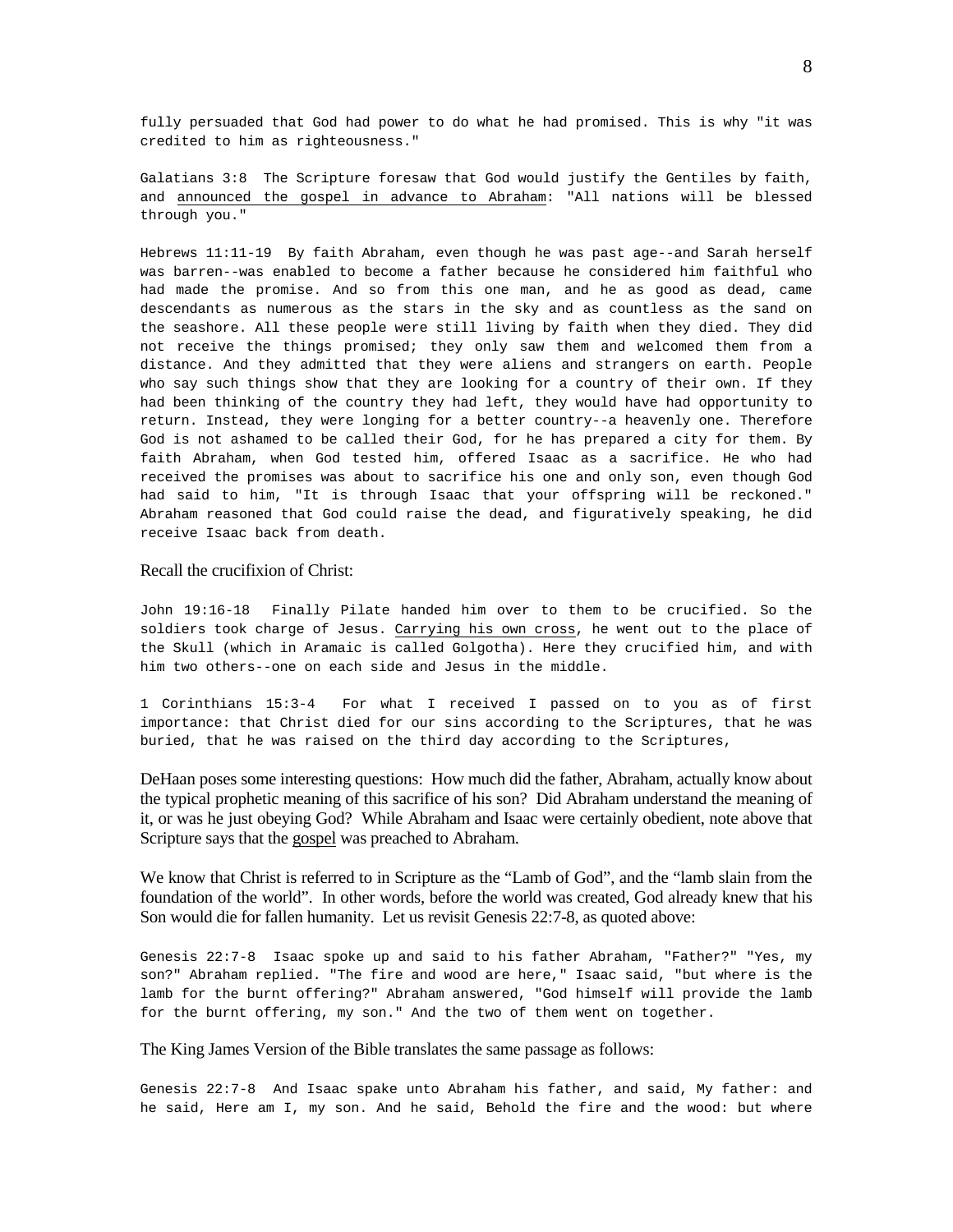fully persuaded that God had power to do what he had promised. This is why "it was credited to him as righteousness."

Galatians 3:8 The Scripture foresaw that God would justify the Gentiles by faith, and <u>announced the gospel in advance to Abraham</u>: "All nations will be blessed through you."

Hebrews 11:11-19 By faith Abraham, even though he was past age--and Sarah herself was barren--was enabled to become a father because he considered him faithful who had made the promise. And so from this one man, and he as good as dead, came descendants as numerous as the stars in the sky and as countless as the sand on the seashore. All these people were still living by faith when they died. They did not receive the things promised; they only saw them and welcomed them from a distance. And they admitted that they were aliens and strangers on earth. People who say such things show that they are looking for a country of their own. If they had been thinking of the country they had left, they would have had opportunity to return. Instead, they were longing for a better country--a heavenly one. Therefore God is not ashamed to be called their God, for he has prepared a city for them. By faith Abraham, when God tested him, offered Isaac as a sacrifice. He who had received the promises was about to sacrifice his one and only son, even though God had said to him, "It is through Isaac that your offspring will be reckoned." Abraham reasoned that God could raise the dead, and figuratively speaking, he did receive Isaac back from death.

Recall the crucifixion of Christ:

John 19:16-18 Finally Pilate handed him over to them to be crucified. So the soldiers took charge of Jesus. <u>Carrying his own cross</u>, he went out to the place of the Skull (which in Aramaic is called Golgotha). Here they crucified him, and with him two others--one on each side and Jesus in the middle.

1 Corinthians 15:3-4 For what I received I passed on to you as of first importance: that Christ died for our sins according to the Scriptures, that he was buried, that he was raised on the third day according to the Scriptures,

DeHaan poses some interesting questions: How much did the father, Abraham, actually know about the typical prophetic meaning of this sacrifice of his son? Did Abraham understand the meaning of it, or was he just obeying God? While Abraham and Isaac were certainly obedient, note above that Scripture says that the <u>gospel</u> was preached to Abraham.

We know that Christ is referred to in Scripture as the "Lamb of God", and the "lamb slain from the foundation of the world". In other words, before the world was created, God already knew that his Son would die for fallen humanity. Let us revisit Genesis 22:7-8, as quoted above:

Genesis 22:7-8 Isaac spoke up and said to his father Abraham, "Father?" "Yes, my son?" Abraham replied. "The fire and wood are here," Isaac said, "but where is the lamb for the burnt offering?" Abraham answered, "God himself will provide the lamb for the burnt offering, my son." And the two of them went on together.

The King James Version of the Bible translates the same passage as follows:

Genesis 22:7-8 And Isaac spake unto Abraham his father, and said, My father: and he said, Here am I, my son. And he said, Behold the fire and the wood: but where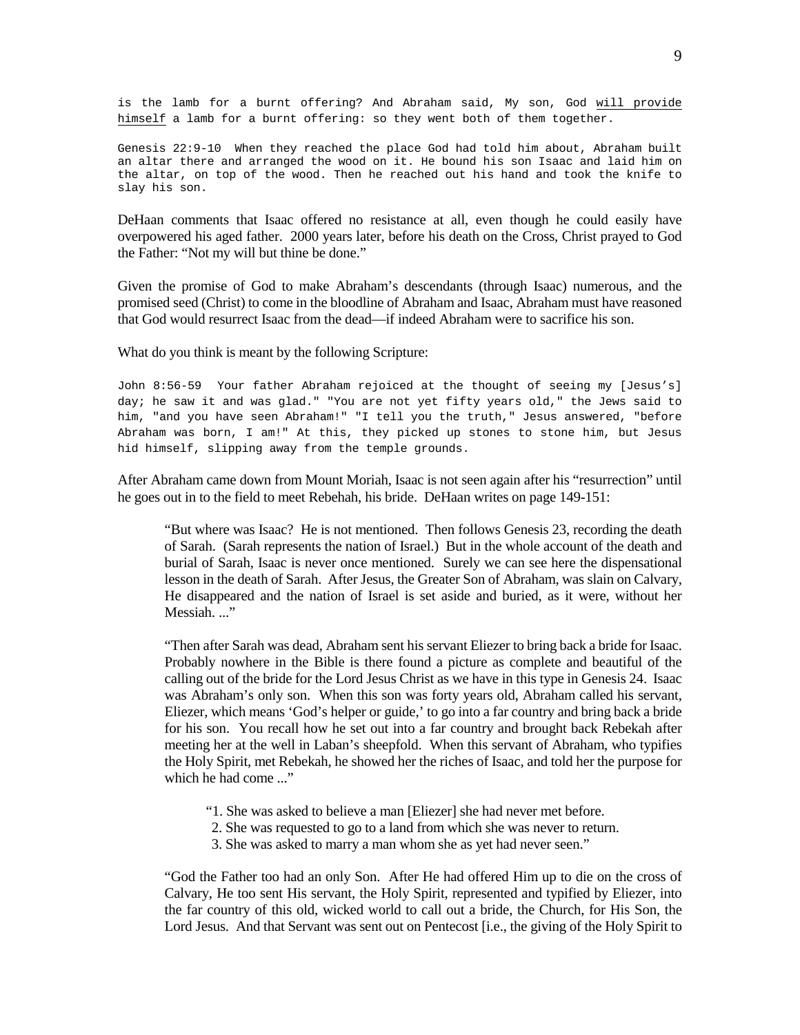is the lamb for a burnt offering? And Abraham said, My son, God <u>will provide himself</u> a lamb for a burnt offering: so they went both of them together.

Genesis 22:9-10 When they reached the place God had told him about, Abraham built an altar there and arranged the wood on it. He bound his son Isaac and laid him on the altar, on top of the wood. Then he reached out his hand and took the knife to slay his son.

DeHaan comments that Isaac offered no resistance at all, even though he could easily have overpowered his aged father. 2000 years later, before his death on the Cross, Christ prayed to God the Father: "Not my will but thine be done."

Given the promise of God to make Abraham's descendants (through Isaac) numerous, and the promised seed (Christ) to come in the bloodline of Abraham and Isaac, Abraham must have reasoned that God would resurrect Isaac from the dead—if indeed Abraham were to sacrifice his son.

What do you think is meant by the following Scripture:

John 8:56-59 Your father Abraham rejoiced at the thought of seeing my [Jesus's] day; he saw it and was glad." "You are not yet fifty years old," the Jews said to him, "and you have seen Abraham!" "I tell you the truth," Jesus answered, "before Abraham was born, I am!" At this, they picked up stones to stone him, but Jesus hid himself, slipping away from the temple grounds.

After Abraham came down from Mount Moriah, Isaac is not seen again after his "resurrection" until he goes out in to the field to meet Rebehah, his bride. DeHaan writes on page 149-151:

> "But where was Isaac? He is not mentioned. Then follows Genesis 23, recording the death of Sarah. (Sarah represents the nation of Israel.) But in the whole account of the death and burial of Sarah, Isaac is never once mentioned. Surely we can see here the dispensational lesson in the death of Sarah. After Jesus, the Greater Son of Abraham, was slain on Calvary, He disappeared and the nation of Israel is set aside and buried, as it were, without her Messiah. ..."
>
> "Then after Sarah was dead, Abraham sent his servant Eliezer to bring back a bride for Isaac. Probably nowhere in the Bible is there found a picture as complete and beautiful of the calling out of the bride for the Lord Jesus Christ as we have in this type in Genesis 24. Isaac was Abraham's only son. When this son was forty years old, Abraham called his servant, Eliezer, which means 'God's helper or guide,' to go into a far country and bring back a bride for his son. You recall how he set out into a far country and brought back Rebekah after meeting her at the well in Laban's sheepfold. When this servant of Abraham, who typifies the Holy Spirit, met Rebekah, he showed her the riches of Isaac, and told her the purpose for which he had come ..."
>
> "1. She was asked to believe a man [Eliezer] she had never met before.
> 2. She was requested to go to a land from which she was never to return.
> 3. She was asked to marry a man whom she as yet had never seen."
>
> "God the Father too had an only Son. After He had offered Him up to die on the cross of Calvary, He too sent His servant, the Holy Spirit, represented and typified by Eliezer, into the far country of this old, wicked world to call out a bride, the Church, for His Son, the Lord Jesus. And that Servant was sent out on Pentecost [i.e., the giving of the Holy Spirit to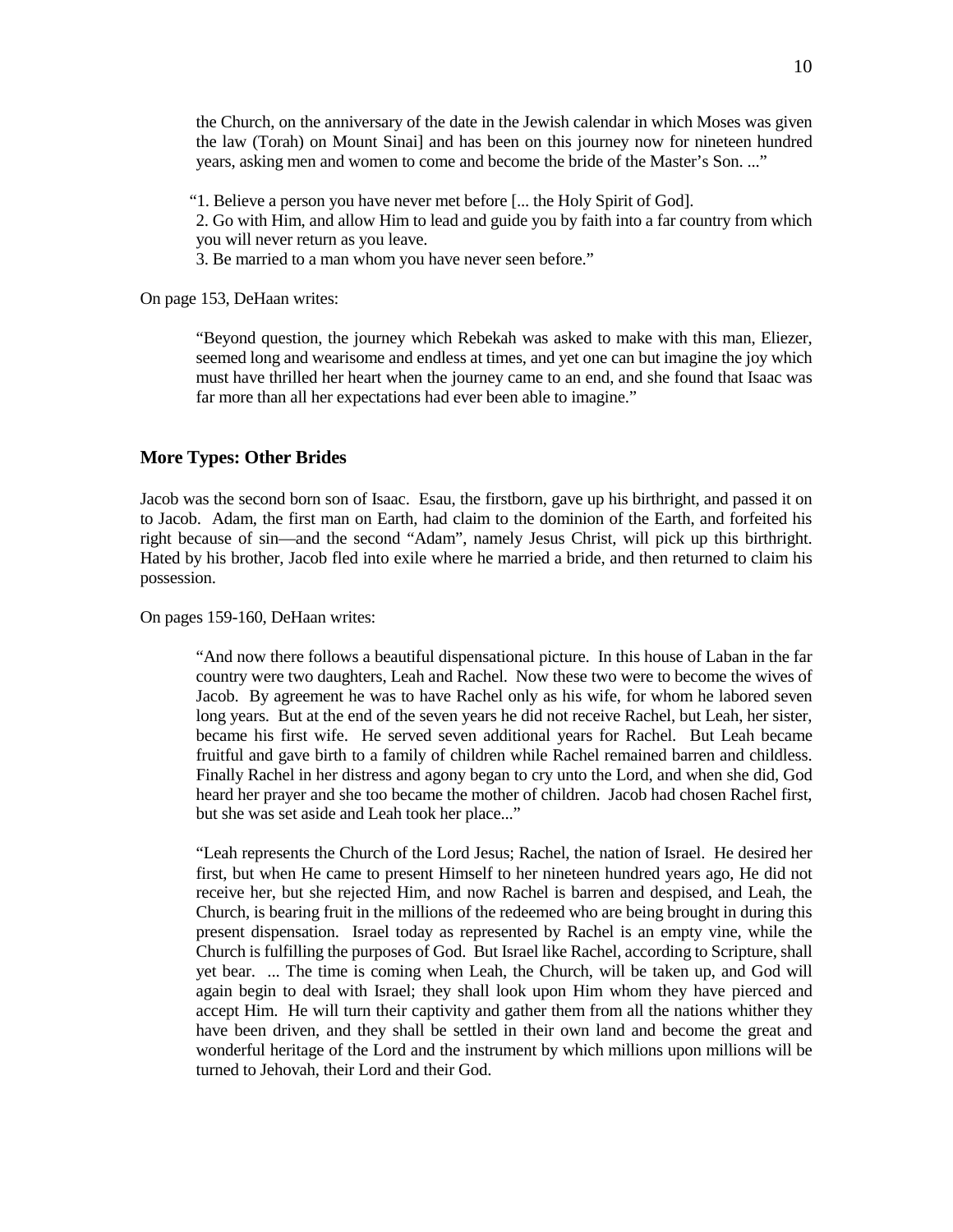> the Church, on the anniversary of the date in the Jewish calendar in which Moses was given the law (Torah) on Mount Sinai] and has been on this journey now for nineteen hundred years, asking men and women to come and become the bride of the Master's Son. ..."

> "1. Believe a person you have never met before [... the Holy Spirit of God].
> 2. Go with Him, and allow Him to lead and guide you by faith into a far country from which you will never return as you leave.
> 3. Be married to a man whom you have never seen before."

On page 153, DeHaan writes:

> "Beyond question, the journey which Rebekah was asked to make with this man, Eliezer, seemed long and wearisome and endless at times, and yet one can but imagine the joy which must have thrilled her heart when the journey came to an end, and she found that Isaac was far more than all her expectations had ever been able to imagine."

### More Types: Other Brides

Jacob was the second born son of Isaac. Esau, the firstborn, gave up his birthright, and passed it on to Jacob. Adam, the first man on Earth, had claim to the dominion of the Earth, and forfeited his right because of sin—and the second "Adam", namely Jesus Christ, will pick up this birthright. Hated by his brother, Jacob fled into exile where he married a bride, and then returned to claim his possession.

On pages 159-160, DeHaan writes:

> "And now there follows a beautiful dispensational picture. In this house of Laban in the far country were two daughters, Leah and Rachel. Now these two were to become the wives of Jacob. By agreement he was to have Rachel only as his wife, for whom he labored seven long years. But at the end of the seven years he did not receive Rachel, but Leah, her sister, became his first wife. He served seven additional years for Rachel. But Leah became fruitful and gave birth to a family of children while Rachel remained barren and childless. Finally Rachel in her distress and agony began to cry unto the Lord, and when she did, God heard her prayer and she too became the mother of children. Jacob had chosen Rachel first, but she was set aside and Leah took her place..."

> "Leah represents the Church of the Lord Jesus; Rachel, the nation of Israel. He desired her first, but when He came to present Himself to her nineteen hundred years ago, He did not receive her, but she rejected Him, and now Rachel is barren and despised, and Leah, the Church, is bearing fruit in the millions of the redeemed who are being brought in during this present dispensation. Israel today as represented by Rachel is an empty vine, while the Church is fulfilling the purposes of God. But Israel like Rachel, according to Scripture, shall yet bear. ... The time is coming when Leah, the Church, will be taken up, and God will again begin to deal with Israel; they shall look upon Him whom they have pierced and accept Him. He will turn their captivity and gather them from all the nations whither they have been driven, and they shall be settled in their own land and become the great and wonderful heritage of the Lord and the instrument by which millions upon millions will be turned to Jehovah, their Lord and their God.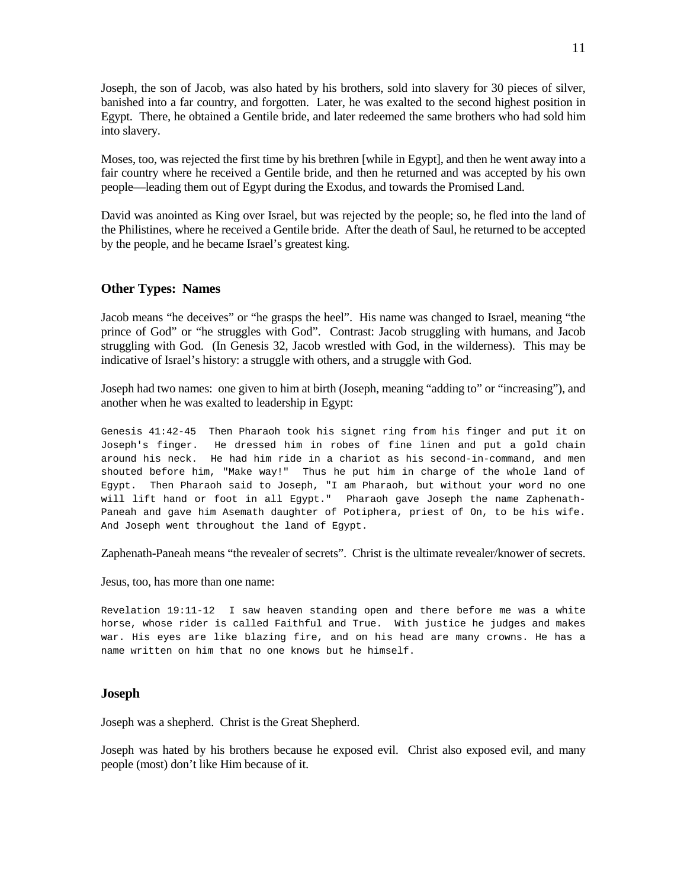Joseph, the son of Jacob, was also hated by his brothers, sold into slavery for 30 pieces of silver, banished into a far country, and forgotten. Later, he was exalted to the second highest position in Egypt. There, he obtained a Gentile bride, and later redeemed the same brothers who had sold him into slavery.

Moses, too, was rejected the first time by his brethren [while in Egypt], and then he went away into a fair country where he received a Gentile bride, and then he returned and was accepted by his own people—leading them out of Egypt during the Exodus, and towards the Promised Land.

David was anointed as King over Israel, but was rejected by the people; so, he fled into the land of the Philistines, where he received a Gentile bride. After the death of Saul, he returned to be accepted by the people, and he became Israel's greatest king.

### Other Types: Names

Jacob means "he deceives" or "he grasps the heel". His name was changed to Israel, meaning "the prince of God" or "he struggles with God". Contrast: Jacob struggling with humans, and Jacob struggling with God. (In Genesis 32, Jacob wrestled with God, in the wilderness). This may be indicative of Israel's history: a struggle with others, and a struggle with God.

Joseph had two names: one given to him at birth (Joseph, meaning "adding to" or "increasing"), and another when he was exalted to leadership in Egypt:

```
Genesis 41:42-45  Then Pharaoh took his signet ring from his finger and put it on
Joseph's finger.  He dressed him in robes of fine linen and put a gold chain
around his neck.  He had him ride in a chariot as his second-in-command, and men
shouted before him, "Make way!"  Thus he put him in charge of the whole land of
Egypt.  Then Pharaoh said to Joseph, "I am Pharaoh, but without your word no one
will lift hand or foot in all Egypt."  Pharaoh gave Joseph the name Zaphenath-
Paneah and gave him Asenath daughter of Potiphera, priest of On, to be his wife.
And Joseph went throughout the land of Egypt.
```

Zaphenath-Paneah means "the revealer of secrets". Christ is the ultimate revealer/knower of secrets.

Jesus, too, has more than one name:

```
Revelation 19:11-12  I saw heaven standing open and there before me was a white
horse, whose rider is called Faithful and True.  With justice he judges and makes
war. His eyes are like blazing fire, and on his head are many crowns. He has a
name written on him that no one knows but he himself.
```

### Joseph

Joseph was a shepherd. Christ is the Great Shepherd.

Joseph was hated by his brothers because he exposed evil. Christ also exposed evil, and many people (most) don't like Him because of it.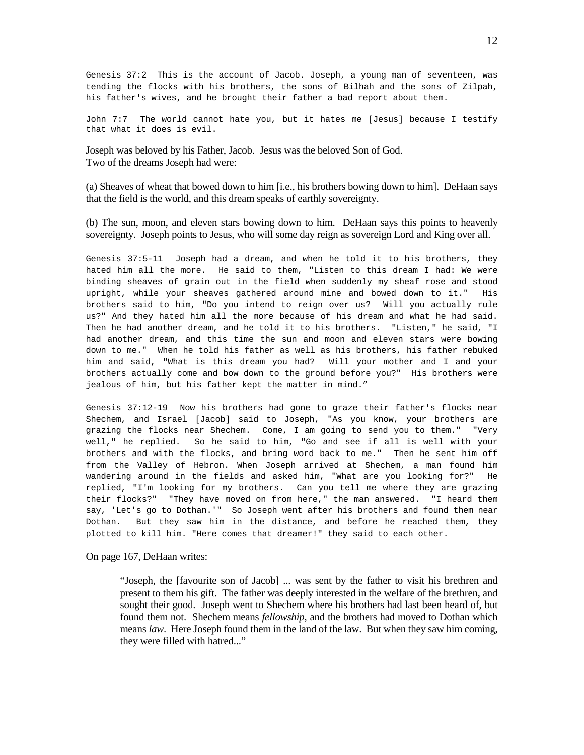Genesis 37:2  This is the account of Jacob. Joseph, a young man of seventeen, was tending the flocks with his brothers, the sons of Bilhah and the sons of Zilpah, his father's wives, and he brought their father a bad report about them.

John 7:7  The world cannot hate you, but it hates me [Jesus] because I testify that what it does is evil.

Joseph was beloved by his Father, Jacob.  Jesus was the beloved Son of God.
Two of the dreams Joseph had were:

(a) Sheaves of wheat that bowed down to him [i.e., his brothers bowing down to him].  DeHaan says that the field is the world, and this dream speaks of earthly sovereignty.

(b) The sun, moon, and eleven stars bowing down to him.  DeHaan says this points to heavenly sovereignty.  Joseph points to Jesus, who will some day reign as sovereign Lord and King over all.

Genesis 37:5-11  Joseph had a dream, and when he told it to his brothers, they hated him all the more.  He said to them, "Listen to this dream I had: We were binding sheaves of grain out in the field when suddenly my sheaf rose and stood upright, while your sheaves gathered around mine and bowed down to it."  His brothers said to him, "Do you intend to reign over us?  Will you actually rule us?" And they hated him all the more because of his dream and what he had said. Then he had another dream, and he told it to his brothers.  "Listen," he said, "I had another dream, and this time the sun and moon and eleven stars were bowing down to me."  When he told his father as well as his brothers, his father rebuked him and said, "What is this dream you had?  Will your mother and I and your brothers actually come and bow down to the ground before you?"  His brothers were jealous of him, but his father kept the matter in mind."

Genesis 37:12-19  Now his brothers had gone to graze their father's flocks near Shechem, and Israel [Jacob] said to Joseph, "As you know, your brothers are grazing the flocks near Shechem.  Come, I am going to send you to them."  "Very well," he replied.  So he said to him, "Go and see if all is well with your brothers and with the flocks, and bring word back to me."  Then he sent him off from the Valley of Hebron. When Joseph arrived at Shechem, a man found him wandering around in the fields and asked him, "What are you looking for?"  He replied, "I'm looking for my brothers.  Can you tell me where they are grazing their flocks?"  "They have moved on from here," the man answered.  "I heard them say, 'Let's go to Dothan.'"  So Joseph went after his brothers and found them near Dothan.  But they saw him in the distance, and before he reached them, they plotted to kill him. "Here comes that dreamer!" they said to each other.

On page 167, DeHaan writes:

> "Joseph, the [favourite son of Jacob] ... was sent by the father to visit his brethren and present to them his gift.  The father was deeply interested in the welfare of the brethren, and sought their good.  Joseph went to Shechem where his brothers had last been heard of, but found them not.  Shechem means *fellowship*, and the brothers had moved to Dothan which means *law*.  Here Joseph found them in the land of the law.  But when they saw him coming, they were filled with hatred..."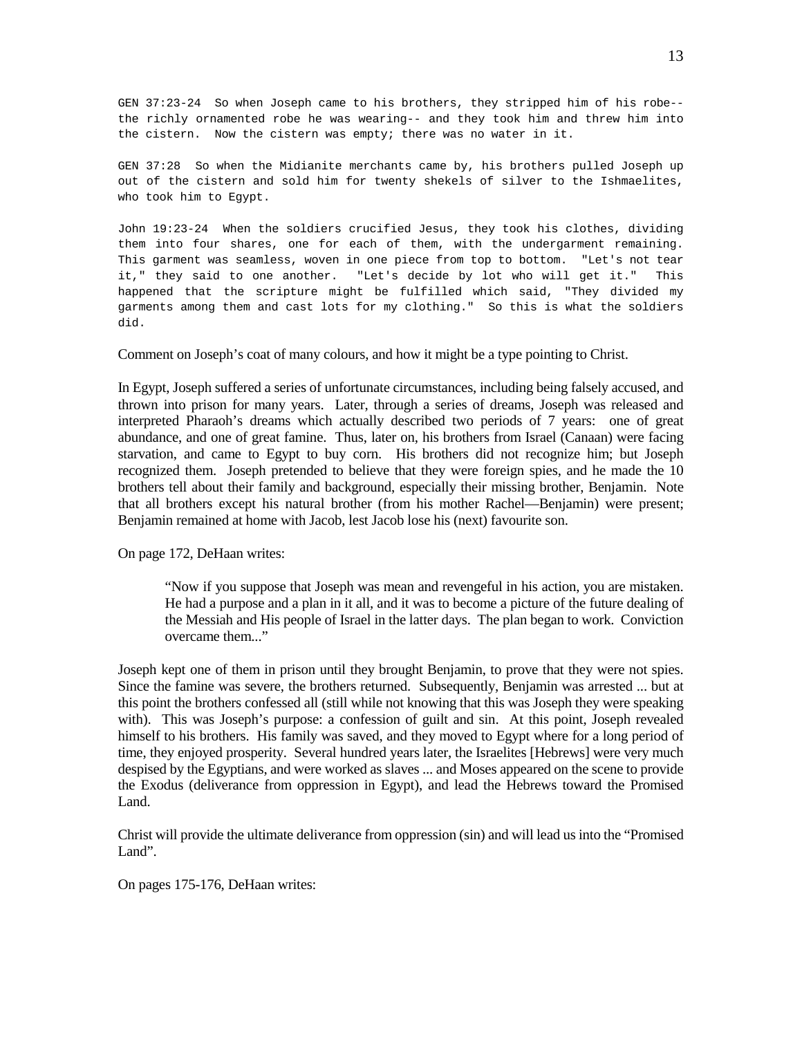GEN 37:23-24 So when Joseph came to his brothers, they stripped him of his robe--the richly ornamented robe he was wearing-- and they took him and threw him into the cistern. Now the cistern was empty; there was no water in it.

GEN 37:28 So when the Midianite merchants came by, his brothers pulled Joseph up out of the cistern and sold him for twenty shekels of silver to the Ishmaelites, who took him to Egypt.

John 19:23-24 When the soldiers crucified Jesus, they took his clothes, dividing them into four shares, one for each of them, with the undergarment remaining. This garment was seamless, woven in one piece from top to bottom. "Let's not tear it," they said to one another. "Let's decide by lot who will get it." This happened that the scripture might be fulfilled which said, "They divided my garments among them and cast lots for my clothing." So this is what the soldiers did.

Comment on Joseph's coat of many colours, and how it might be a type pointing to Christ.

In Egypt, Joseph suffered a series of unfortunate circumstances, including being falsely accused, and thrown into prison for many years. Later, through a series of dreams, Joseph was released and interpreted Pharaoh's dreams which actually described two periods of 7 years: one of great abundance, and one of great famine. Thus, later on, his brothers from Israel (Canaan) were facing starvation, and came to Egypt to buy corn. His brothers did not recognize him; but Joseph recognized them. Joseph pretended to believe that they were foreign spies, and he made the 10 brothers tell about their family and background, especially their missing brother, Benjamin. Note that all brothers except his natural brother (from his mother Rachel—Benjamin) were present; Benjamin remained at home with Jacob, lest Jacob lose his (next) favourite son.

On page 172, DeHaan writes:

> "Now if you suppose that Joseph was mean and revengeful in his action, you are mistaken. He had a purpose and a plan in it all, and it was to become a picture of the future dealing of the Messiah and His people of Israel in the latter days. The plan began to work. Conviction overcame them..."

Joseph kept one of them in prison until they brought Benjamin, to prove that they were not spies. Since the famine was severe, the brothers returned. Subsequently, Benjamin was arrested ... but at this point the brothers confessed all (still while not knowing that this was Joseph they were speaking with). This was Joseph's purpose: a confession of guilt and sin. At this point, Joseph revealed himself to his brothers. His family was saved, and they moved to Egypt where for a long period of time, they enjoyed prosperity. Several hundred years later, the Israelites [Hebrews] were very much despised by the Egyptians, and were worked as slaves ... and Moses appeared on the scene to provide the Exodus (deliverance from oppression in Egypt), and lead the Hebrews toward the Promised Land.

Christ will provide the ultimate deliverance from oppression (sin) and will lead us into the "Promised Land".

On pages 175-176, DeHaan writes: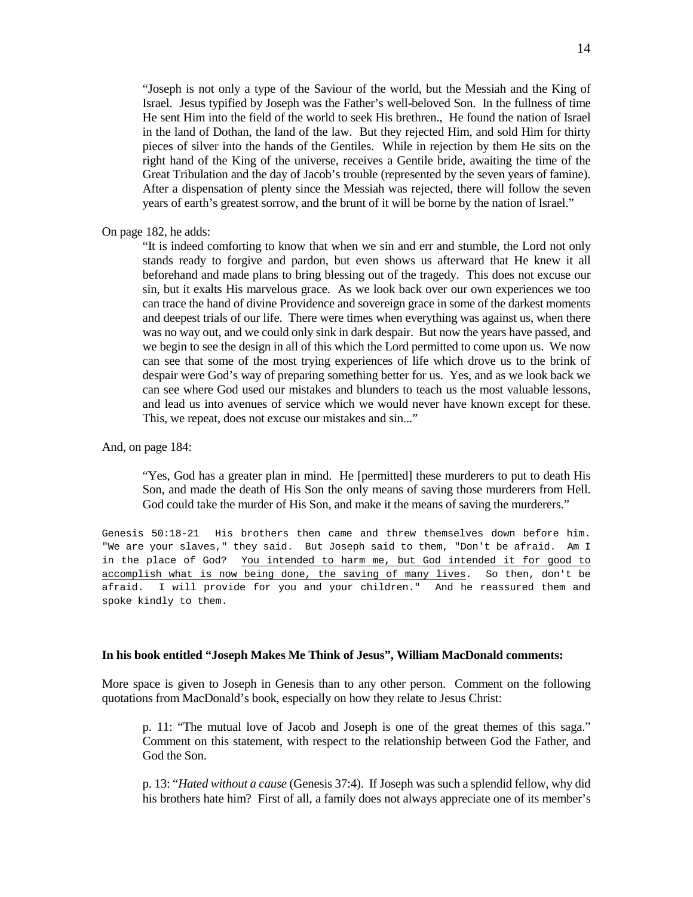> "Joseph is not only a type of the Saviour of the world, but the Messiah and the King of Israel. Jesus typified by Joseph was the Father's well-beloved Son. In the fullness of time He sent Him into the field of the world to seek His brethren., He found the nation of Israel in the land of Dothan, the land of the law. But they rejected Him, and sold Him for thirty pieces of silver into the hands of the Gentiles. While in rejection by them He sits on the right hand of the King of the universe, receives a Gentile bride, awaiting the time of the Great Tribulation and the day of Jacob's trouble (represented by the seven years of famine). After a dispensation of plenty since the Messiah was rejected, there will follow the seven years of earth's greatest sorrow, and the brunt of it will be borne by the nation of Israel."

On page 182, he adds:

> "It is indeed comforting to know that when we sin and err and stumble, the Lord not only stands ready to forgive and pardon, but even shows us afterward that He knew it all beforehand and made plans to bring blessing out of the tragedy. This does not excuse our sin, but it exalts His marvelous grace. As we look back over our own experiences we too can trace the hand of divine Providence and sovereign grace in some of the darkest moments and deepest trials of our life. There were times when everything was against us, when there was no way out, and we could only sink in dark despair. But now the years have passed, and we begin to see the design in all of this which the Lord permitted to come upon us. We now can see that some of the most trying experiences of life which drove us to the brink of despair were God's way of preparing something better for us. Yes, and as we look back we can see where God used our mistakes and blunders to teach us the most valuable lessons, and lead us into avenues of service which we would never have known except for these. This, we repeat, does not excuse our mistakes and sin..."

And, on page 184:

> "Yes, God has a greater plan in mind. He [permitted] these murderers to put to death His Son, and made the death of His Son the only means of saving those murderers from Hell. God could take the murder of His Son, and make it the means of saving the murderers."

Genesis 50:18-21 His brothers then came and threw themselves down before him. "We are your slaves," they said. But Joseph said to them, "Don't be afraid. Am I in the place of God? <u>You intended to harm me, but God intended it for good to accomplish what is now being done, the saving of many lives</u>. So then, don't be afraid. I will provide for you and your children." And he reassured them and spoke kindly to them.

**In his book entitled "Joseph Makes Me Think of Jesus", William MacDonald comments:**

More space is given to Joseph in Genesis than to any other person. Comment on the following quotations from MacDonald's book, especially on how they relate to Jesus Christ:

> p. 11: "The mutual love of Jacob and Joseph is one of the great themes of this saga." Comment on this statement, with respect to the relationship between God the Father, and God the Son.
>
> p. 13: "*Hated without a cause* (Genesis 37:4). If Joseph was such a splendid fellow, why did his brothers hate him? First of all, a family does not always appreciate one of its member's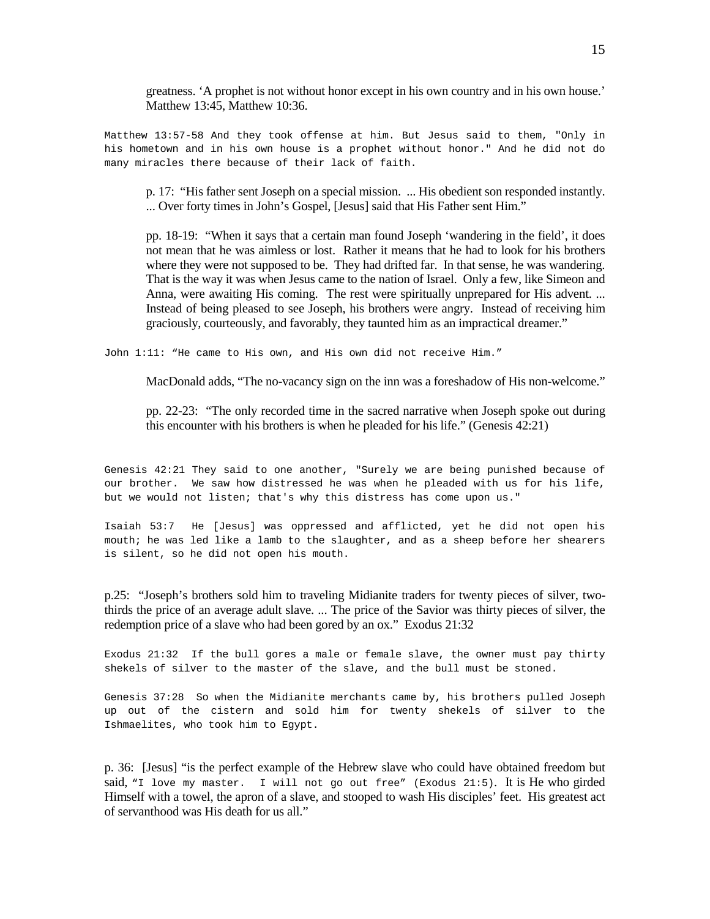> greatness. 'A prophet is not without honor except in his own country and in his own house.' Matthew 13:45, Matthew 10:36.

```
Matthew 13:57-58 And they took offense at him. But Jesus said to them, "Only in his hometown and in his own house is a prophet without honor." And he did not do many miracles there because of their lack of faith.
```

> p. 17: "His father sent Joseph on a special mission. ... His obedient son responded instantly. ... Over forty times in John's Gospel, [Jesus] said that His Father sent Him."

> pp. 18-19: "When it says that a certain man found Joseph 'wandering in the field', it does not mean that he was aimless or lost. Rather it means that he had to look for his brothers where they were not supposed to be. They had drifted far. In that sense, he was wandering. That is the way it was when Jesus came to the nation of Israel. Only a few, like Simeon and Anna, were awaiting His coming. The rest were spiritually unprepared for His advent. ... Instead of being pleased to see Joseph, his brothers were angry. Instead of receiving him graciously, courteously, and favorably, they taunted him as an impractical dreamer."

```
John 1:11: "He came to His own, and His own did not receive Him."
```

> MacDonald adds, "The no-vacancy sign on the inn was a foreshadow of His non-welcome."

> pp. 22-23: "The only recorded time in the sacred narrative when Joseph spoke out during this encounter with his brothers is when he pleaded for his life." (Genesis 42:21)

```
Genesis 42:21 They said to one another, "Surely we are being punished because of our brother.  We saw how distressed he was when he pleaded with us for his life, but we would not listen; that's why this distress has come upon us."

Isaiah 53:7  He [Jesus] was oppressed and afflicted, yet he did not open his mouth; he was led like a lamb to the slaughter, and as a sheep before her shearers is silent, so he did not open his mouth.
```

p.25: "Joseph's brothers sold him to traveling Midianite traders for twenty pieces of silver, two-thirds the price of an average adult slave. ... The price of the Savior was thirty pieces of silver, the redemption price of a slave who had been gored by an ox." Exodus 21:32

```
Exodus 21:32  If the bull gores a male or female slave, the owner must pay thirty shekels of silver to the master of the slave, and the bull must be stoned.

Genesis 37:28  So when the Midianite merchants came by, his brothers pulled Joseph up out of the cistern and sold him for twenty shekels of silver to the Ishmaelites, who took him to Egypt.
```

p. 36: [Jesus] "is the perfect example of the Hebrew slave who could have obtained freedom but said, `"I love my master.  I will not go out free" (Exodus 21:5)`. It is He who girded Himself with a towel, the apron of a slave, and stooped to wash His disciples' feet. His greatest act of servanthood was His death for us all."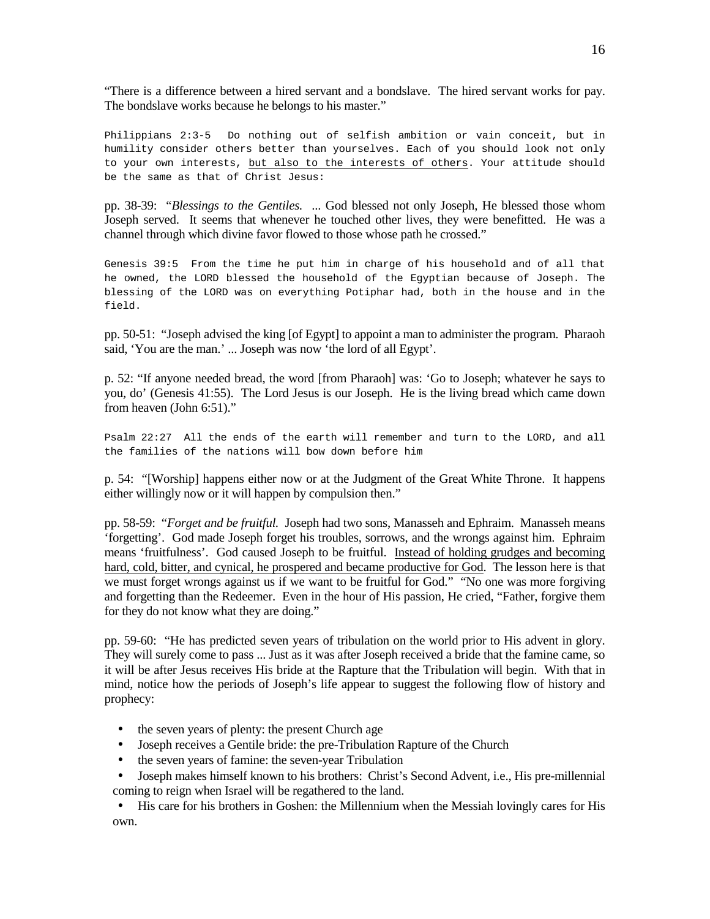"There is a difference between a hired servant and a bondslave. The hired servant works for pay. The bondslave works because he belongs to his master."

```
Philippians 2:3-5  Do nothing out of selfish ambition or vain conceit, but in humility consider others better than yourselves. Each of you should look not only to your own interests, but also to the interests of others. Your attitude should be the same as that of Christ Jesus:
```

pp. 38-39: "*Blessings to the Gentiles.* ... God blessed not only Joseph, He blessed those whom Joseph served. It seems that whenever he touched other lives, they were benefitted. He was a channel through which divine favor flowed to those whose path he crossed."

```
Genesis 39:5  From the time he put him in charge of his household and of all that he owned, the LORD blessed the household of the Egyptian because of Joseph. The blessing of the LORD was on everything Potiphar had, both in the house and in the field.
```

pp. 50-51: "Joseph advised the king [of Egypt] to appoint a man to administer the program. Pharaoh said, 'You are the man.' ... Joseph was now 'the lord of all Egypt'.

p. 52: "If anyone needed bread, the word [from Pharaoh] was: 'Go to Joseph; whatever he says to you, do' (Genesis 41:55). The Lord Jesus is our Joseph. He is the living bread which came down from heaven (John 6:51)."

```
Psalm 22:27  All the ends of the earth will remember and turn to the LORD, and all the families of the nations will bow down before him
```

p. 54: "[Worship] happens either now or at the Judgment of the Great White Throne. It happens either willingly now or it will happen by compulsion then."

pp. 58-59: "*Forget and be fruitful.* Joseph had two sons, Manasseh and Ephraim. Manasseh means 'forgetting'. God made Joseph forget his troubles, sorrows, and the wrongs against him. Ephraim means 'fruitfulness'. God caused Joseph to be fruitful. Instead of holding grudges and becoming hard, cold, bitter, and cynical, he prospered and became productive for God. The lesson here is that we must forget wrongs against us if we want to be fruitful for God." "No one was more forgiving and forgetting than the Redeemer. Even in the hour of His passion, He cried, "Father, forgive them for they do not know what they are doing."

pp. 59-60: "He has predicted seven years of tribulation on the world prior to His advent in glory. They will surely come to pass ... Just as it was after Joseph received a bride that the famine came, so it will be after Jesus receives His bride at the Rapture that the Tribulation will begin. With that in mind, notice how the periods of Joseph's life appear to suggest the following flow of history and prophecy:

- the seven years of plenty: the present Church age
- Joseph receives a Gentile bride: the pre-Tribulation Rapture of the Church
- the seven years of famine: the seven-year Tribulation
- Joseph makes himself known to his brothers: Christ's Second Advent, i.e., His pre-millennial coming to reign when Israel will be regathered to the land.
- His care for his brothers in Goshen: the Millennium when the Messiah lovingly cares for His own.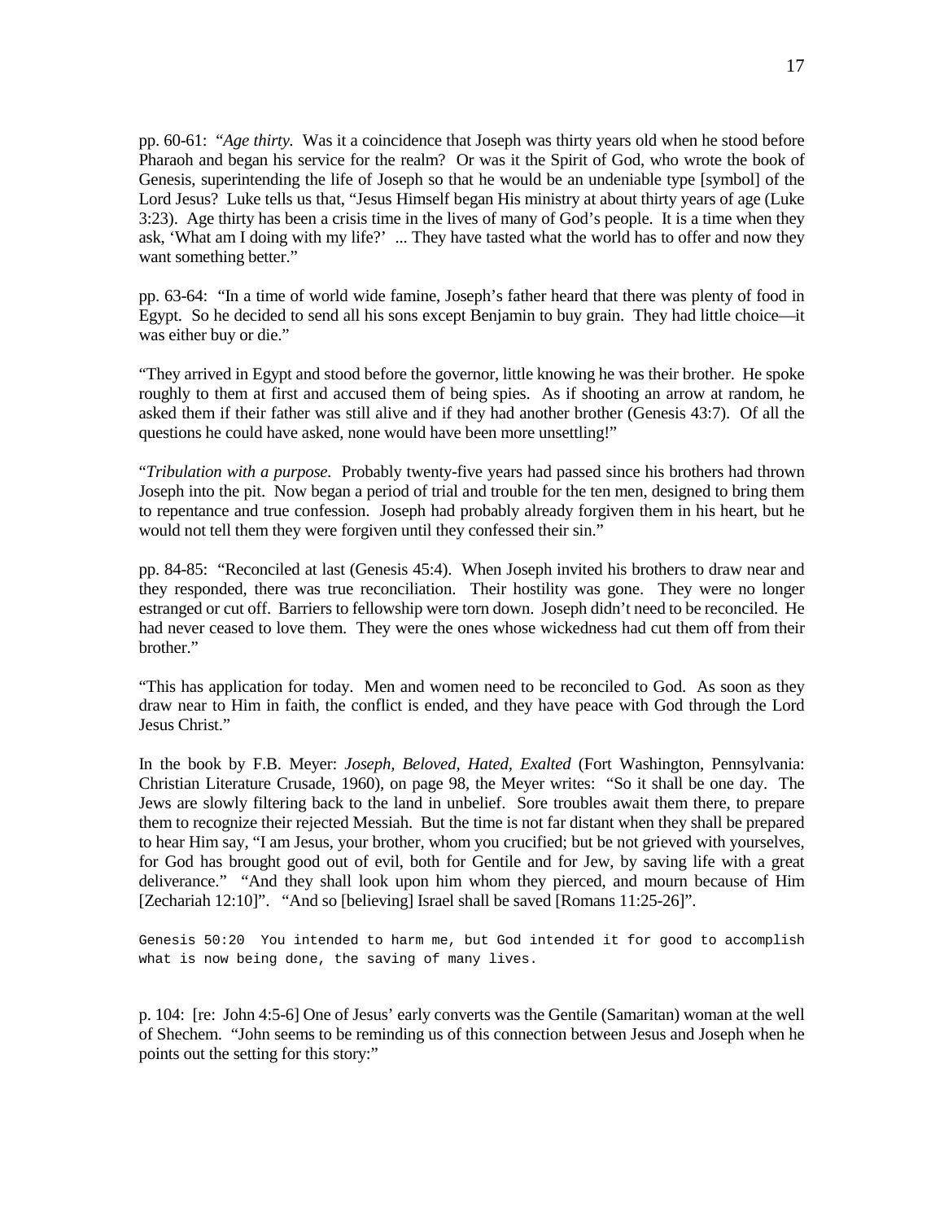pp. 60-61: "*Age thirty.* Was it a coincidence that Joseph was thirty years old when he stood before Pharaoh and began his service for the realm? Or was it the Spirit of God, who wrote the book of Genesis, superintending the life of Joseph so that he would be an undeniable type [symbol] of the Lord Jesus? Luke tells us that, "Jesus Himself began His ministry at about thirty years of age (Luke 3:23). Age thirty has been a crisis time in the lives of many of God's people. It is a time when they ask, 'What am I doing with my life?' ... They have tasted what the world has to offer and now they want something better."

pp. 63-64: "In a time of world wide famine, Joseph's father heard that there was plenty of food in Egypt. So he decided to send all his sons except Benjamin to buy grain. They had little choice—it was either buy or die."

"They arrived in Egypt and stood before the governor, little knowing he was their brother. He spoke roughly to them at first and accused them of being spies. As if shooting an arrow at random, he asked them if their father was still alive and if they had another brother (Genesis 43:7). Of all the questions he could have asked, none would have been more unsettling!"

"*Tribulation with a purpose.* Probably twenty-five years had passed since his brothers had thrown Joseph into the pit. Now began a period of trial and trouble for the ten men, designed to bring them to repentance and true confession. Joseph had probably already forgiven them in his heart, but he would not tell them they were forgiven until they confessed their sin."

pp. 84-85: "Reconciled at last (Genesis 45:4). When Joseph invited his brothers to draw near and they responded, there was true reconciliation. Their hostility was gone. They were no longer estranged or cut off. Barriers to fellowship were torn down. Joseph didn't need to be reconciled. He had never ceased to love them. They were the ones whose wickedness had cut them off from their brother."

"This has application for today. Men and women need to be reconciled to God. As soon as they draw near to Him in faith, the conflict is ended, and they have peace with God through the Lord Jesus Christ."

In the book by F.B. Meyer: *Joseph, Beloved, Hated, Exalted* (Fort Washington, Pennsylvania: Christian Literature Crusade, 1960), on page 98, the Meyer writes: "So it shall be one day. The Jews are slowly filtering back to the land in unbelief. Sore troubles await them there, to prepare them to recognize their rejected Messiah. But the time is not far distant when they shall be prepared to hear Him say, "I am Jesus, your brother, whom you crucified; but be not grieved with yourselves, for God has brought good out of evil, both for Gentile and for Jew, by saving life with a great deliverance." "And they shall look upon him whom they pierced, and mourn because of Him [Zechariah 12:10]". "And so [believing] Israel shall be saved [Romans 11:25-26]".

```
Genesis 50:20  You intended to harm me, but God intended it for good to accomplish
what is now being done, the saving of many lives.
```

p. 104: [re: John 4:5-6] One of Jesus' early converts was the Gentile (Samaritan) woman at the well of Shechem. "John seems to be reminding us of this connection between Jesus and Joseph when he points out the setting for this story:"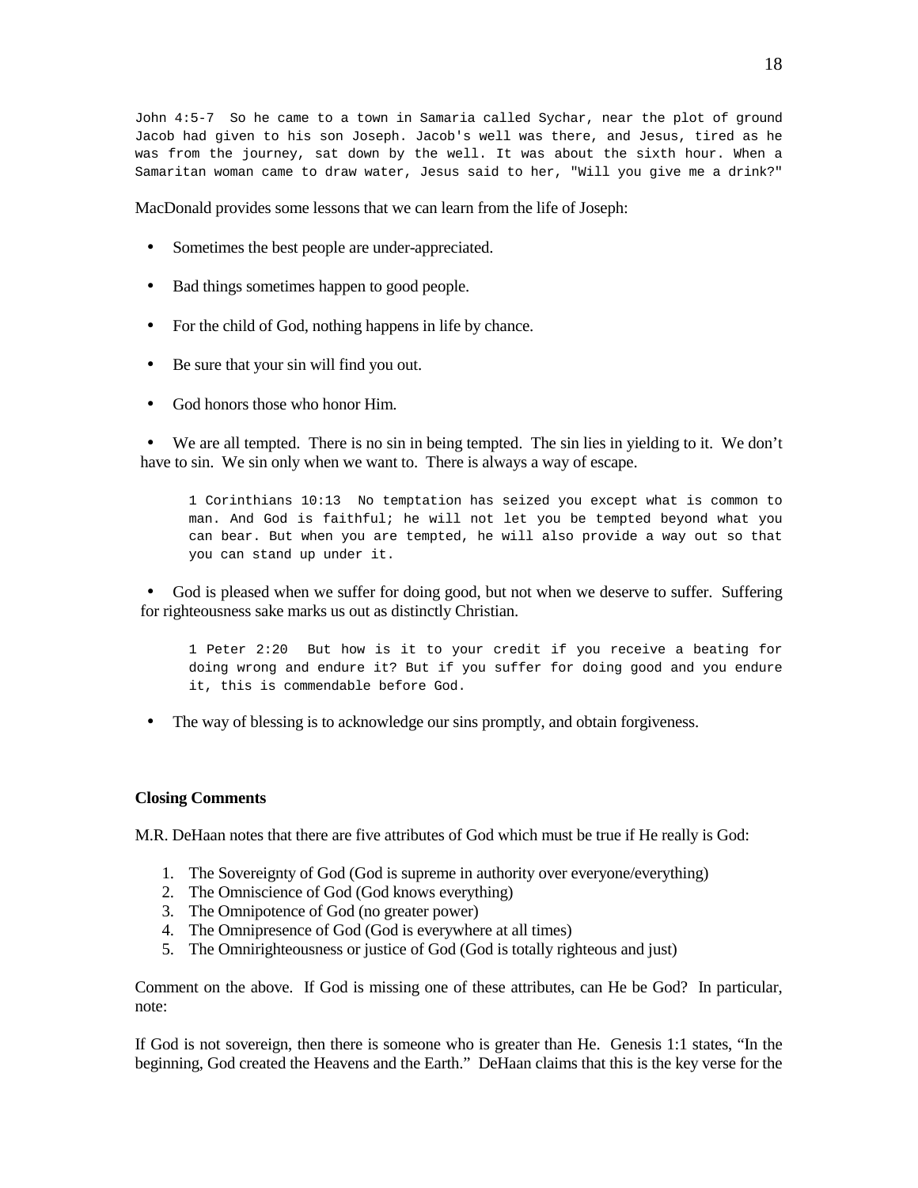```
John 4:5-7  So he came to a town in Samaria called Sychar, near the plot of ground
Jacob had given to his son Joseph. Jacob's well was there, and Jesus, tired as he
was from the journey, sat down by the well. It was about the sixth hour. When a
Samaritan woman came to draw water, Jesus said to her, "Will you give me a drink?"
```

MacDonald provides some lessons that we can learn from the life of Joseph:

- Sometimes the best people are under-appreciated.
- Bad things sometimes happen to good people.
- For the child of God, nothing happens in life by chance.
- Be sure that your sin will find you out.
- God honors those who honor Him.
- We are all tempted. There is no sin in being tempted. The sin lies in yielding to it. We don't have to sin. We sin only when we want to. There is always a way of escape.

```
1 Corinthians 10:13  No temptation has seized you except what is common to
man. And God is faithful; he will not let you be tempted beyond what you
can bear. But when you are tempted, he will also provide a way out so that
you can stand up under it.
```

- God is pleased when we suffer for doing good, but not when we deserve to suffer. Suffering for righteousness sake marks us out as distinctly Christian.

```
1 Peter 2:20  But how is it to your credit if you receive a beating for
doing wrong and endure it? But if you suffer for doing good and you endure
it, this is commendable before God.
```

- The way of blessing is to acknowledge our sins promptly, and obtain forgiveness.

**Closing Comments**

M.R. DeHaan notes that there are five attributes of God which must be true if He really is God:

1. The Sovereignty of God (God is supreme in authority over everyone/everything)
2. The Omniscience of God (God knows everything)
3. The Omnipotence of God (no greater power)
4. The Omnipresence of God (God is everywhere at all times)
5. The Omnirighteousness or justice of God (God is totally righteous and just)

Comment on the above. If God is missing one of these attributes, can He be God? In particular, note:

If God is not sovereign, then there is someone who is greater than He. Genesis 1:1 states, "In the beginning, God created the Heavens and the Earth." DeHaan claims that this is the key verse for the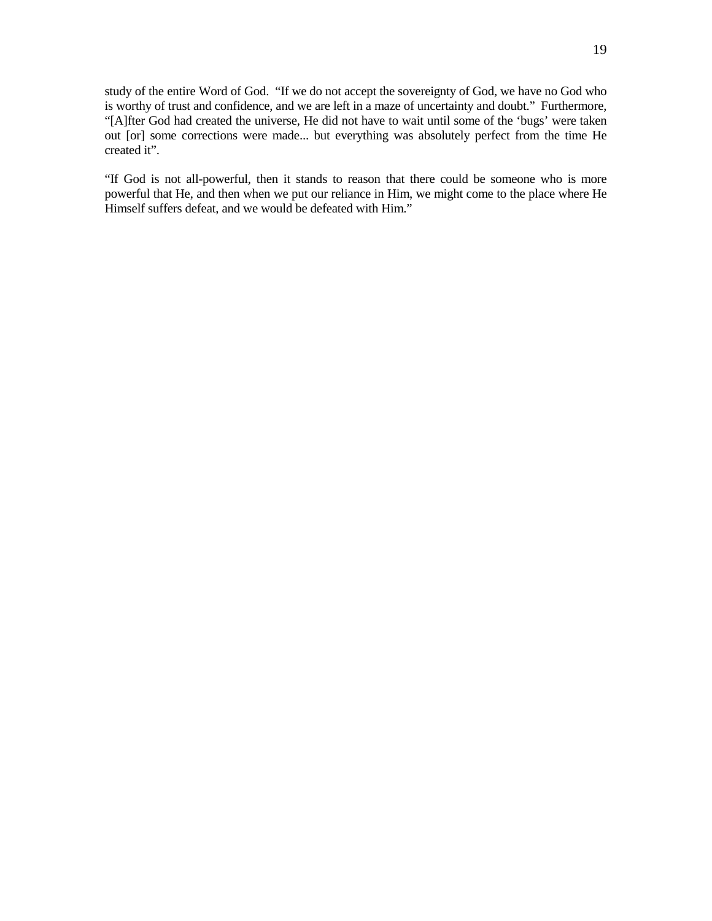study of the entire Word of God. "If we do not accept the sovereignty of God, we have no God who is worthy of trust and confidence, and we are left in a maze of uncertainty and doubt." Furthermore, "[A]fter God had created the universe, He did not have to wait until some of the 'bugs' were taken out [or] some corrections were made... but everything was absolutely perfect from the time He created it".

"If God is not all-powerful, then it stands to reason that there could be someone who is more powerful that He, and then when we put our reliance in Him, we might come to the place where He Himself suffers defeat, and we would be defeated with Him."